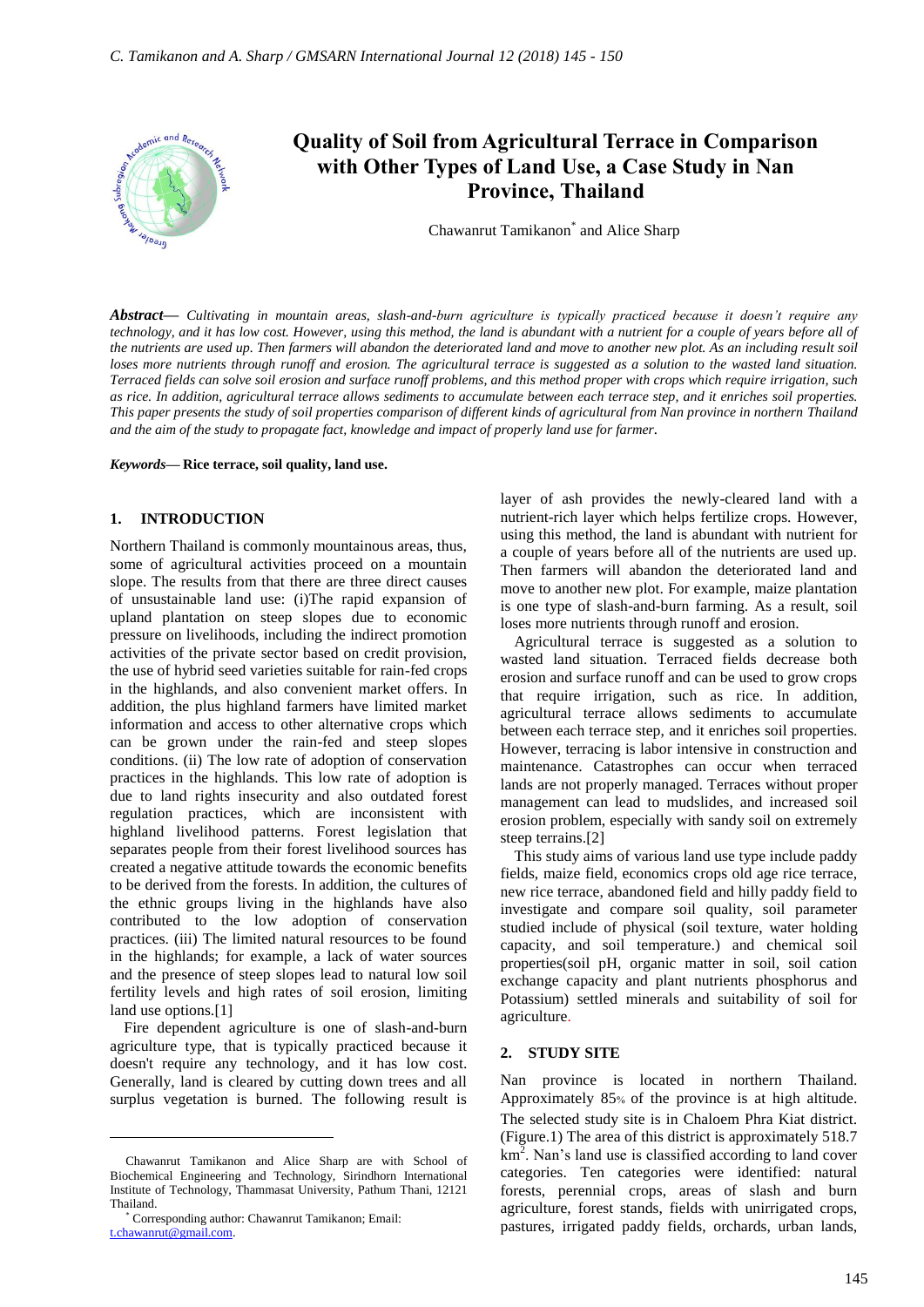# Quality of Soil from Agricultural Terrace in Comparison with Other Types of Land Use, a Case Study in Nan Province, Thailand

Chawanrut Tamikanon* and Alice Sharp

***Abstract*—** *Cultivating in mountain areas, slash-and-burn agriculture is typically practiced because it doesn't require any technology, and it has low cost. However, using this method, the land is abundant with a nutrient for a couple of years before all of the nutrients are used up. Then farmers will abandon the deteriorated land and move to another new plot. As an including result soil loses more nutrients through runoff and erosion. The agricultural terrace is suggested as a solution to the wasted land situation. Terraced fields can solve soil erosion and surface runoff problems, and this method proper with crops which require irrigation, such as rice. In addition, agricultural terrace allows sediments to accumulate between each terrace step, and it enriches soil properties. This paper presents the study of soil properties comparison of different kinds of agricultural from Nan province in northern Thailand and the aim of the study to propagate fact, knowledge and impact of properly land use for farmer.*

***Keywords*— Rice terrace, soil quality, land use.**

## 1. INTRODUCTION

Northern Thailand is commonly mountainous areas, thus, some of agricultural activities proceed on a mountain slope. The results from that there are three direct causes of unsustainable land use: (i)The rapid expansion of upland plantation on steep slopes due to economic pressure on livelihoods, including the indirect promotion activities of the private sector based on credit provision, the use of hybrid seed varieties suitable for rain-fed crops in the highlands, and also convenient market offers. In addition, the plus highland farmers have limited market information and access to other alternative crops which can be grown under the rain-fed and steep slopes conditions. (ii) The low rate of adoption of conservation practices in the highlands. This low rate of adoption is due to land rights insecurity and also outdated forest regulation practices, which are inconsistent with highland livelihood patterns. Forest legislation that separates people from their forest livelihood sources has created a negative attitude towards the economic benefits to be derived from the forests. In addition, the cultures of the ethnic groups living in the highlands have also contributed to the low adoption of conservation practices. (iii) The limited natural resources to be found in the highlands; for example, a lack of water sources and the presence of steep slopes lead to natural low soil fertility levels and high rates of soil erosion, limiting land use options.[1]

Fire dependent agriculture is one of slash-and-burn agriculture type, that is typically practiced because it doesn't require any technology, and it has low cost. Generally, land is cleared by cutting down trees and all surplus vegetation is burned. The following result is layer of ash provides the newly-cleared land with a nutrient-rich layer which helps fertilize crops. However, using this method, the land is abundant with nutrient for a couple of years before all of the nutrients are used up. Then farmers will abandon the deteriorated land and move to another new plot. For example, maize plantation is one type of slash-and-burn farming. As a result, soil loses more nutrients through runoff and erosion.

Agricultural terrace is suggested as a solution to wasted land situation. Terraced fields decrease both erosion and surface runoff and can be used to grow crops that require irrigation, such as rice. In addition, agricultural terrace allows sediments to accumulate between each terrace step, and it enriches soil properties. However, terracing is labor intensive in construction and maintenance. Catastrophes can occur when terraced lands are not properly managed. Terraces without proper management can lead to mudslides, and increased soil erosion problem, especially with sandy soil on extremely steep terrains.[2]

This study aims of various land use type include paddy fields, maize field, economics crops old age rice terrace, new rice terrace, abandoned field and hilly paddy field to investigate and compare soil quality, soil parameter studied include of physical (soil texture, water holding capacity, and soil temperature.) and chemical soil properties(soil pH, organic matter in soil, soil cation exchange capacity and plant nutrients phosphorus and Potassium) settled minerals and suitability of soil for agriculture.

## 2. STUDY SITE

Nan province is located in northern Thailand. Approximately 85% of the province is at high altitude. The selected study site is in Chaloem Phra Kiat district. (Figure.1) The area of this district is approximately 518.7 km$^2$. Nan's land use is classified according to land cover categories. Ten categories were identified: natural forests, perennial crops, areas of slash and burn agriculture, forest stands, fields with unirrigated crops, pastures, irrigated paddy fields, orchards, urban lands,

---

Chawanrut Tamikanon and Alice Sharp are with School of Biochemical Engineering and Technology, Sirindhorn International Institute of Technology, Thammasat University, Pathum Thani, 12121 Thailand.

* Corresponding author: Chawanrut Tamikanon; Email: t.chawanrut@gmail.com.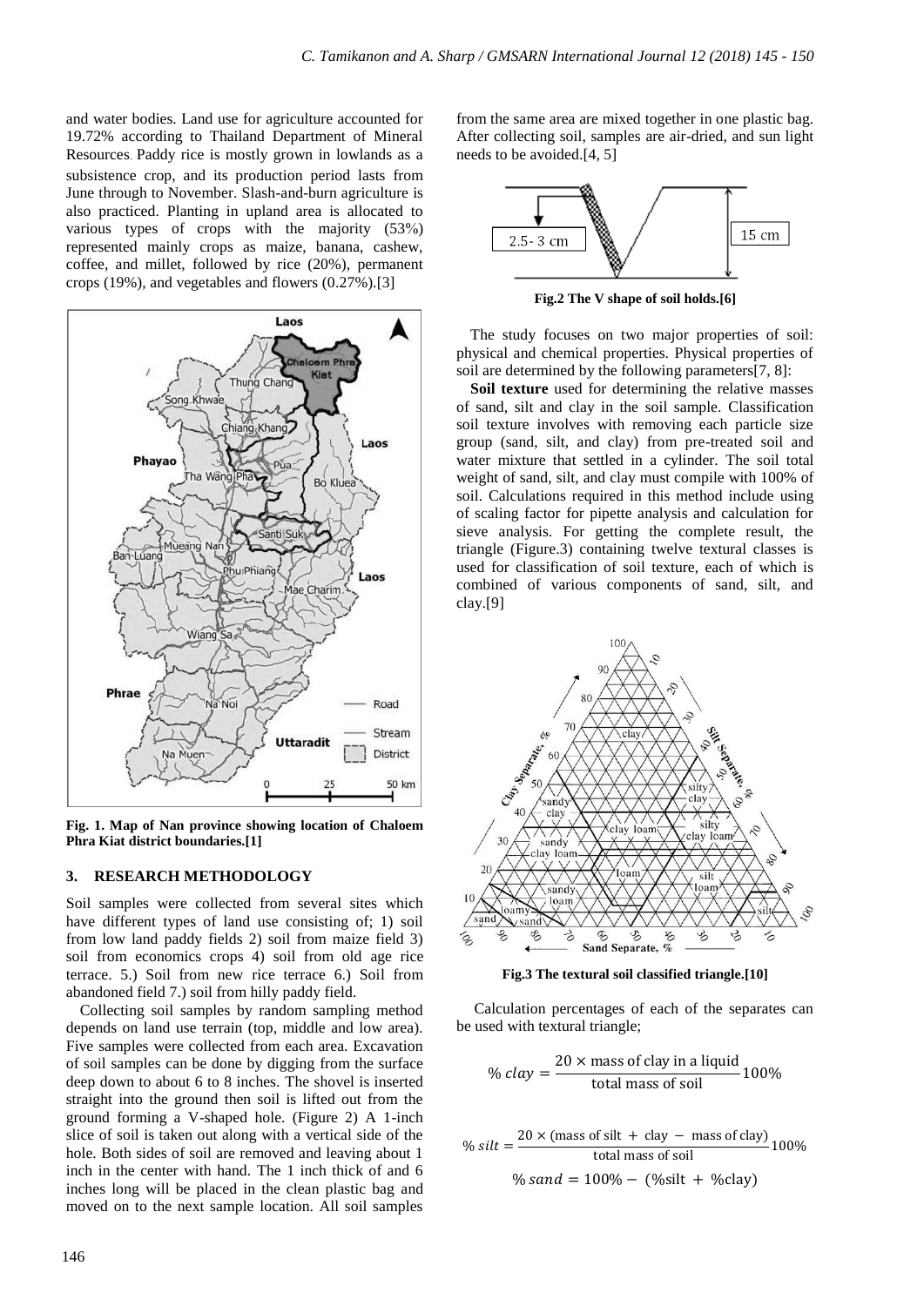and water bodies. Land use for agriculture accounted for 19.72% according to Thailand Department of Mineral Resources. Paddy rice is mostly grown in lowlands as a subsistence crop, and its production period lasts from June through to November. Slash-and-burn agriculture is also practiced. Planting in upland area is allocated to various types of crops with the majority (53%) represented mainly crops as maize, banana, cashew, coffee, and millet, followed by rice (20%), permanent crops (19%), and vegetables and flowers (0.27%).[3]

**Fig. 1. Map of Nan province showing location of Chaloem Phra Kiat district boundaries.[1]**

## 3. RESEARCH METHODOLOGY

Soil samples were collected from several sites which have different types of land use consisting of; 1) soil from low land paddy fields 2) soil from maize field 3) soil from economics crops 4) soil from old age rice terrace. 5.) Soil from new rice terrace 6.) Soil from abandoned field 7.) soil from hilly paddy field.

Collecting soil samples by random sampling method depends on land use terrain (top, middle and low area). Five samples were collected from each area. Excavation of soil samples can be done by digging from the surface deep down to about 6 to 8 inches. The shovel is inserted straight into the ground then soil is lifted out from the ground forming a V-shaped hole. (Figure 2) A 1-inch slice of soil is taken out along with a vertical side of the hole. Both sides of soil are removed and leaving about 1 inch in the center with hand. The 1 inch thick of and 6 inches long will be placed in the clean plastic bag and moved on to the next sample location. All soil samples from the same area are mixed together in one plastic bag. After collecting soil, samples are air-dried, and sun light needs to be avoided.[4, 5]

**Fig.2 The V shape of soil holds.[6]**

The study focuses on two major properties of soil: physical and chemical properties. Physical properties of soil are determined by the following parameters[7, 8]:

**Soil texture** used for determining the relative masses of sand, silt and clay in the soil sample. Classification soil texture involves with removing each particle size group (sand, silt, and clay) from pre-treated soil and water mixture that settled in a cylinder. The soil total weight of sand, silt, and clay must compile with 100% of soil. Calculations required in this method include using of scaling factor for pipette analysis and calculation for sieve analysis. For getting the complete result, the triangle (Figure.3) containing twelve textural classes is used for classification of soil texture, each of which is combined of various components of sand, silt, and clay.[9]

**Fig.3 The textural soil classified triangle.[10]**

Calculation percentages of each of the separates can be used with textural triangle;

$$\%\,clay = \frac{20 \times \text{mass of clay in a liquid}}{\text{total mass of soil}} 100\%$$

$$\%\,silt = \frac{20 \times (\text{mass of silt } + \text{ clay } - \text{ mass of clay})}{\text{total mass of soil}} 100\%$$

$$\%\,sand = 100\% - (\%\text{silt} + \%\text{clay})$$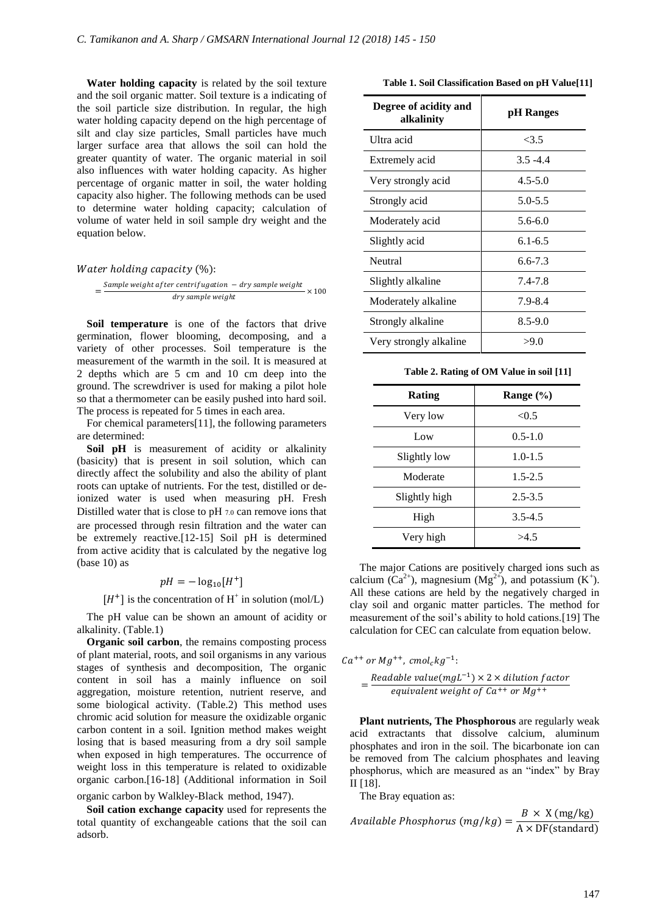**Water holding capacity** is related by the soil texture and the soil organic matter. Soil texture is a indicating of the soil particle size distribution. In regular, the high water holding capacity depend on the high percentage of silt and clay size particles, Small particles have much larger surface area that allows the soil can hold the greater quantity of water. The organic material in soil also influences with water holding capacity. As higher percentage of organic matter in soil, the water holding capacity also higher. The following methods can be used to determine water holding capacity; calculation of volume of water held in soil sample dry weight and the equation below.

$$Water\ holding\ capacity\ (\%): = \frac{Sample\ weight\ after\ centrifugation - dry\ sample\ weight}{dry\ sample\ weight} \times 100$$

**Soil temperature** is one of the factors that drive germination, flower blooming, decomposing, and a variety of other processes. Soil temperature is the measurement of the warmth in the soil. It is measured at 2 depths which are 5 cm and 10 cm deep into the ground. The screwdriver is used for making a pilot hole so that a thermometer can be easily pushed into hard soil. The process is repeated for 5 times in each area.

For chemical parameters[11], the following parameters are determined:

**Soil pH** is measurement of acidity or alkalinity (basicity) that is present in soil solution, which can directly affect the solubility and also the ability of plant roots can uptake of nutrients. For the test, distilled or de-ionized water is used when measuring pH. Fresh Distilled water that is close to pH 7.0 can remove ions that are processed through resin filtration and the water can be extremely reactive.[12-15] Soil pH is determined from active acidity that is calculated by the negative log (base 10) as

$$pH = -\log_{10}[H^+]$$

$[H^+]$ is the concentration of $H^+$ in solution (mol/L)

The pH value can be shown an amount of acidity or alkalinity. (Table.1)

**Organic soil carbon**, the remains composting process of plant material, roots, and soil organisms in any various stages of synthesis and decomposition, The organic content in soil has a mainly influence on soil aggregation, moisture retention, nutrient reserve, and some biological activity. (Table.2) This method uses chromic acid solution for measure the oxidizable organic carbon content in a soil. Ignition method makes weight losing that is based measuring from a dry soil sample when exposed in high temperatures. The occurrence of weight loss in this temperature is related to oxidizable organic carbon.[16-18] (Additional information in Soil organic carbon by Walkley-Black method, 1947).

**Soil cation exchange capacity** used for represents the total quantity of exchangeable cations that the soil can adsorb.

**Table 1. Soil Classification Based on pH Value[11]**

| Degree of acidity and alkalinity | pH Ranges |
|---|---|
| Ultra acid | <3.5 |
| Extremely acid | 3.5 -4.4 |
| Very strongly acid | 4.5-5.0 |
| Strongly acid | 5.0-5.5 |
| Moderately acid | 5.6-6.0 |
| Slightly acid | 6.1-6.5 |
| Neutral | 6.6-7.3 |
| Slightly alkaline | 7.4-7.8 |
| Moderately alkaline | 7.9-8.4 |
| Strongly alkaline | 8.5-9.0 |
| Very strongly alkaline | >9.0 |

**Table 2. Rating of OM Value in soil [11]**

| Rating | Range (%) |
|---|---|
| Very low | <0.5 |
| Low | 0.5-1.0 |
| Slightly low | 1.0-1.5 |
| Moderate | 1.5-2.5 |
| Slightly high | 2.5-3.5 |
| High | 3.5-4.5 |
| Very high | >4.5 |

The major Cations are positively charged ions such as calcium ($Ca^{2+}$), magnesium ($Mg^{2+}$), and potassium ($K^+$). All these cations are held by the negatively charged in clay soil and organic matter particles. The method for measurement of the soil's ability to hold cations.[19] The calculation for CEC can calculate from equation below.

$$Ca^{++}\ or\ Mg^{++},\ cmol_c kg^{-1}: = \frac{Readable\ value(mgL^{-1}) \times 2 \times dilution\ factor}{equivalent\ weight\ of\ Ca^{++}\ or\ Mg^{++}}$$

**Plant nutrients, The Phosphorous** are regularly weak acid extractants that dissolve calcium, aluminum phosphates and iron in the soil. The bicarbonate ion can be removed from The calcium phosphates and leaving phosphorus, which are measured as an "index" by Bray II [18].

The Bray equation as:

$$Available\ Phosphorus\ (mg/kg) = \frac{B \times \mathrm{X\ (mg/kg)}}{\mathrm{A \times DF(standard)}}$$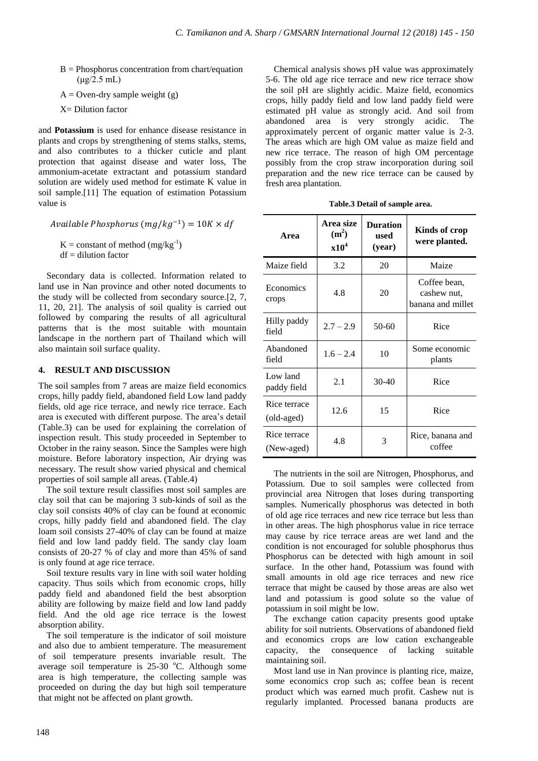B = Phosphorus concentration from chart/equation (μg/2.5 mL)

A = Oven-dry sample weight (g)

X= Dilution factor

and **Potassium** is used for enhance disease resistance in plants and crops by strengthening of stems stalks, stems, and also contributes to a thicker cuticle and plant protection that against disease and water loss, The ammonium-acetate extractant and potassium standard solution are widely used method for estimate K value in soil sample.[11] The equation of estimation Potassium value is

$$Available\ Phosphorus\ (mg/kg^{-1}) = 10K \times df$$

K = constant of method ($mg/kg^{-1}$)
df = dilution factor

Secondary data is collected. Information related to land use in Nan province and other noted documents to the study will be collected from secondary source.[2, 7, 11, 20, 21]. The analysis of soil quality is carried out followed by comparing the results of all agricultural patterns that is the most suitable with mountain landscape in the northern part of Thailand which will also maintain soil surface quality.

## 4. RESULT AND DISCUSSION

The soil samples from 7 areas are maize field economics crops, hilly paddy field, abandoned field Low land paddy fields, old age rice terrace, and newly rice terrace. Each area is executed with different purpose. The area's detail (Table.3) can be used for explaining the correlation of inspection result. This study proceeded in September to October in the rainy season. Since the Samples were high moisture. Before laboratory inspection, Air drying was necessary. The result show varied physical and chemical properties of soil sample all areas. (Table.4)

The soil texture result classifies most soil samples are clay soil that can be majoring 3 sub-kinds of soil as the clay soil consists 40% of clay can be found at economic crops, hilly paddy field and abandoned field. The clay loam soil consists 27-40% of clay can be found at maize field and low land paddy field. The sandy clay loam consists of 20-27 % of clay and more than 45% of sand is only found at age rice terrace.

Soil texture results vary in line with soil water holding capacity. Thus soils which from economic crops, hilly paddy field and abandoned field the best absorption ability are following by maize field and low land paddy field. And the old age rice terrace is the lowest absorption ability.

The soil temperature is the indicator of soil moisture and also due to ambient temperature. The measurement of soil temperature presents invariable result. The average soil temperature is 25-30 $^{o}$C. Although some area is high temperature, the collecting sample was proceeded on during the day but high soil temperature that might not be affected on plant growth.

Chemical analysis shows pH value was approximately 5-6. The old age rice terrace and new rice terrace show the soil pH are slightly acidic. Maize field, economics crops, hilly paddy field and low land paddy field were estimated pH value as strongly acid. And soil from abandoned area is very strongly acidic. The approximately percent of organic matter value is 2-3. The areas which are high OM value as maize field and new rice terrace. The reason of high OM percentage possibly from the crop straw incorporation during soil preparation and the new rice terrace can be caused by fresh area plantation.

**Table.3 Detail of sample area.**

| Area | Area size ($m^2$) $x10^4$ | Duration used (year) | Kinds of crop were planted. |
|---|---|---|---|
| Maize field | 3.2 | 20 | Maize |
| Economics crops | 4.8 | 20 | Coffee bean, cashew nut, banana and millet |
| Hilly paddy field | 2.7 – 2.9 | 50-60 | Rice |
| Abandoned field | 1.6 – 2.4 | 10 | Some economic plants |
| Low land paddy field | 2.1 | 30-40 | Rice |
| Rice terrace (old-aged) | 12.6 | 15 | Rice |
| Rice terrace (New-aged) | 4.8 | 3 | Rice, banana and coffee |

The nutrients in the soil are Nitrogen, Phosphorus, and Potassium. Due to soil samples were collected from provincial area Nitrogen that loses during transporting samples. Numerically phosphorus was detected in both of old age rice terraces and new rice terrace but less than in other areas. The high phosphorus value in rice terrace may cause by rice terrace areas are wet land and the condition is not encouraged for soluble phosphorus thus Phosphorus can be detected with high amount in soil surface. In the other hand, Potassium was found with small amounts in old age rice terraces and new rice terrace that might be caused by those areas are also wet land and potassium is good solute so the value of potassium in soil might be low.

The exchange cation capacity presents good uptake ability for soil nutrients. Observations of abandoned field and economics crops are low cation exchangeable capacity, the consequence of lacking suitable maintaining soil.

Most land use in Nan province is planting rice, maize, some economics crop such as; coffee bean is recent product which was earned much profit. Cashew nut is regularly implanted. Processed banana products are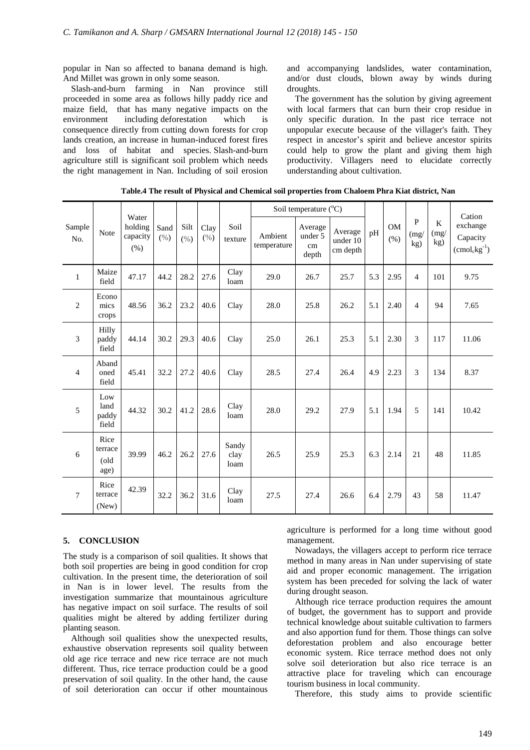popular in Nan so affected to banana demand is high. And Millet was grown in only some season.

Slash-and-burn farming in Nan province still proceeded in some area as follows hilly paddy rice and maize field, that has many negative impacts on the environment including deforestation which is consequence directly from cutting down forests for crop lands creation, an increase in human-induced forest fires and loss of habitat and species. Slash-and-burn agriculture still is significant soil problem which needs the right management in Nan. Including of soil erosion and accompanying landslides, water contamination, and/or dust clouds, blown away by winds during droughts.

The government has the solution by giving agreement with local farmers that can burn their crop residue in only specific duration. In the past rice terrace not unpopular execute because of the villager's faith. They respect in ancestor's spirit and believe ancestor spirits could help to grow the plant and giving them high productivity. Villagers need to elucidate correctly understanding about cultivation.

**Table.4 The result of Physical and Chemical soil properties from Chaloem Phra Kiat district, Nan**

| Sample No. | Note | Water holding capacity (%) | Sand (%) | Silt (%) | Clay (%) | Soil texture | Soil temperature (°C) | | | pH | OM (%) | P (mg/kg) | K (mg/kg) | Cation exchange Capacity ($cmol_c kg^{-1}$) |
|---|---|---|---|---|---|---|---|---|---|---|---|---|---|---|
| | | | | | | | Ambient temperature | Average under 5 cm depth | Average under 10 cm depth | | | | | |
| 1 | Maize field | 47.17 | 44.2 | 28.2 | 27.6 | Clay loam | 29.0 | 26.7 | 25.7 | 5.3 | 2.95 | 4 | 101 | 9.75 |
| 2 | Economics crops | 48.56 | 36.2 | 23.2 | 40.6 | Clay | 28.0 | 25.8 | 26.2 | 5.1 | 2.40 | 4 | 94 | 7.65 |
| 3 | Hilly paddy field | 44.14 | 30.2 | 29.3 | 40.6 | Clay | 25.0 | 26.1 | 25.3 | 5.1 | 2.30 | 3 | 117 | 11.06 |
| 4 | Abandoned field | 45.41 | 32.2 | 27.2 | 40.6 | Clay | 28.5 | 27.4 | 26.4 | 4.9 | 2.23 | 3 | 134 | 8.37 |
| 5 | Low land paddy field | 44.32 | 30.2 | 41.2 | 28.6 | Clay loam | 28.0 | 29.2 | 27.9 | 5.1 | 1.94 | 5 | 141 | 10.42 |
| 6 | Rice terrace (old age) | 39.99 | 46.2 | 26.2 | 27.6 | Sandy clay loam | 26.5 | 25.9 | 25.3 | 6.3 | 2.14 | 21 | 48 | 11.85 |
| 7 | Rice terrace (New) | 42.39 | 32.2 | 36.2 | 31.6 | Clay loam | 27.5 | 27.4 | 26.6 | 6.4 | 2.79 | 43 | 58 | 11.47 |

## 5. CONCLUSION

The study is a comparison of soil qualities. It shows that both soil properties are being in good condition for crop cultivation. In the present time, the deterioration of soil in Nan is in lower level. The results from the investigation summarize that mountainous agriculture has negative impact on soil surface. The results of soil qualities might be altered by adding fertilizer during planting season.

Although soil qualities show the unexpected results, exhaustive observation represents soil quality between old age rice terrace and new rice terrace are not much different. Thus, rice terrace production could be a good preservation of soil quality. In the other hand, the cause of soil deterioration can occur if other mountainous agriculture is performed for a long time without good management.

Nowadays, the villagers accept to perform rice terrace method in many areas in Nan under supervising of state aid and proper economic management. The irrigation system has been preceded for solving the lack of water during drought season.

Although rice terrace production requires the amount of budget, the government has to support and provide technical knowledge about suitable cultivation to farmers and also apportion fund for them. Those things can solve deforestation problem and also encourage better economic system. Rice terrace method does not only solve soil deterioration but also rice terrace is an attractive place for traveling which can encourage tourism business in local community.

Therefore, this study aims to provide scientific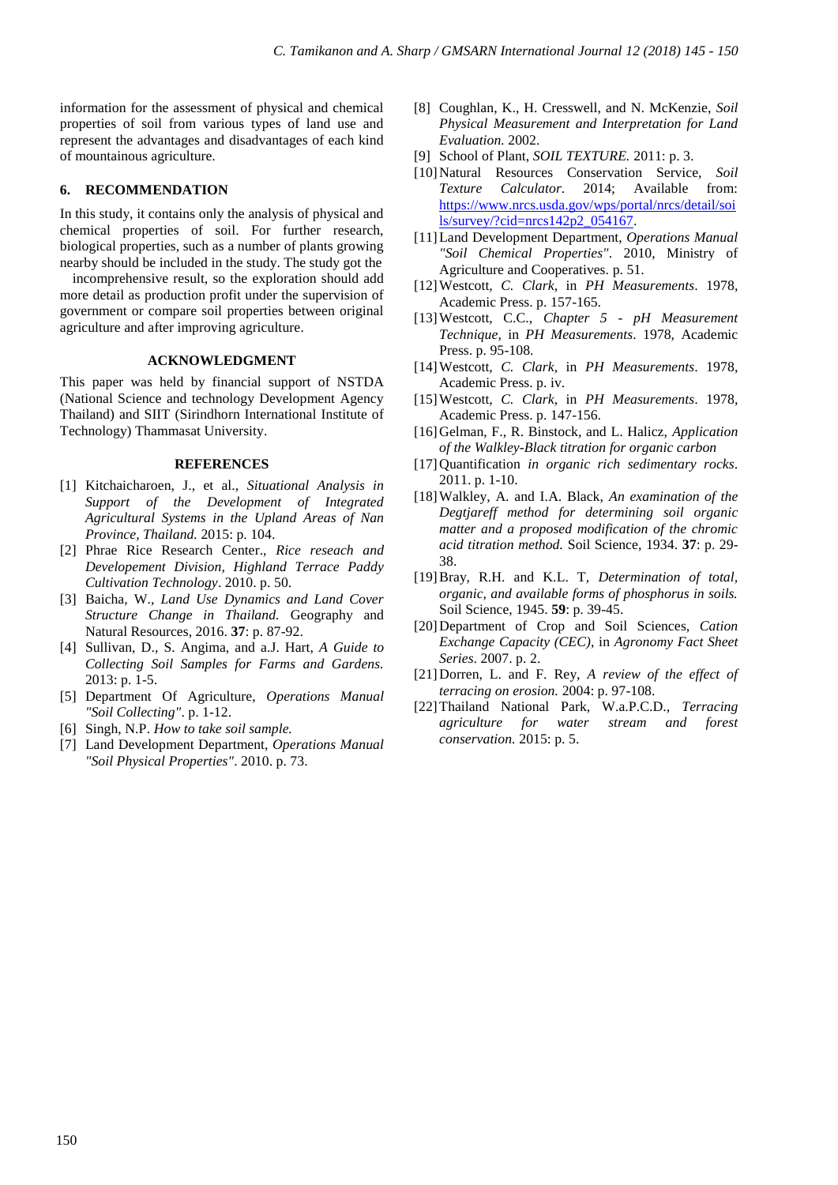information for the assessment of physical and chemical properties of soil from various types of land use and represent the advantages and disadvantages of each kind of mountainous agriculture.

## 6. RECOMMENDATION

In this study, it contains only the analysis of physical and chemical properties of soil. For further research, biological properties, such as a number of plants growing nearby should be included in the study. The study got the incomprehensive result, so the exploration should add more detail as production profit under the supervision of government or compare soil properties between original agriculture and after improving agriculture.

## ACKNOWLEDGMENT

This paper was held by financial support of NSTDA (National Science and technology Development Agency Thailand) and SIIT (Sirindhorn International Institute of Technology) Thammasat University.

## REFERENCES

[1] Kitchaicharoen, J., et al., *Situational Analysis in Support of the Development of Integrated Agricultural Systems in the Upland Areas of Nan Province, Thailand.* 2015: p. 104.

[2] Phrae Rice Research Center., *Rice reseach and Developement Division, Highland Terrace Paddy Cultivation Technology*. 2010. p. 50.

[3] Baicha, W., *Land Use Dynamics and Land Cover Structure Change in Thailand.* Geography and Natural Resources, 2016. **37**: p. 87-92.

[4] Sullivan, D., S. Angima, and a.J. Hart, *A Guide to Collecting Soil Samples for Farms and Gardens.* 2013: p. 1-5.

[5] Department Of Agriculture, *Operations Manual "Soil Collecting"*. p. 1-12.

[6] Singh, N.P. *How to take soil sample.*

[7] Land Development Department, *Operations Manual "Soil Physical Properties"*. 2010. p. 73.

[8] Coughlan, K., H. Cresswell, and N. McKenzie, *Soil Physical Measurement and Interpretation for Land Evaluation.* 2002.

[9] School of Plant, *SOIL TEXTURE.* 2011: p. 3.

[10] Natural Resources Conservation Service, *Soil Texture Calculator*. 2014; Available from: https://www.nrcs.usda.gov/wps/portal/nrcs/detail/soils/survey/?cid=nrcs142p2_054167.

[11] Land Development Department, *Operations Manual "Soil Chemical Properties"*. 2010, Ministry of Agriculture and Cooperatives. p. 51.

[12] Westcott, *C. Clark*, in *PH Measurements*. 1978, Academic Press. p. 157-165.

[13] Westcott, C.C., *Chapter 5 - pH Measurement Technique*, in *PH Measurements*. 1978, Academic Press. p. 95-108.

[14] Westcott, *C. Clark*, in *PH Measurements*. 1978, Academic Press. p. iv.

[15] Westcott, *C. Clark*, in *PH Measurements*. 1978, Academic Press. p. 147-156.

[16] Gelman, F., R. Binstock, and L. Halicz, *Application of the Walkley-Black titration for organic carbon*

[17] Quantification *in organic rich sedimentary rocks*. 2011. p. 1-10.

[18] Walkley, A. and I.A. Black, *An examination of the Degtjareff method for determining soil organic matter and a proposed modification of the chromic acid titration method.* Soil Science, 1934. **37**: p. 29-38.

[19] Bray, R.H. and K.L. T, *Determination of total, organic, and available forms of phosphorus in soils.* Soil Science, 1945. **59**: p. 39-45.

[20] Department of Crop and Soil Sciences, *Cation Exchange Capacity (CEC)*, in *Agronomy Fact Sheet Series*. 2007. p. 2.

[21] Dorren, L. and F. Rey, *A review of the effect of terracing on erosion.* 2004: p. 97-108.

[22] Thailand National Park, W.a.P.C.D., *Terracing agriculture for water stream and forest conservation.* 2015: p. 5.